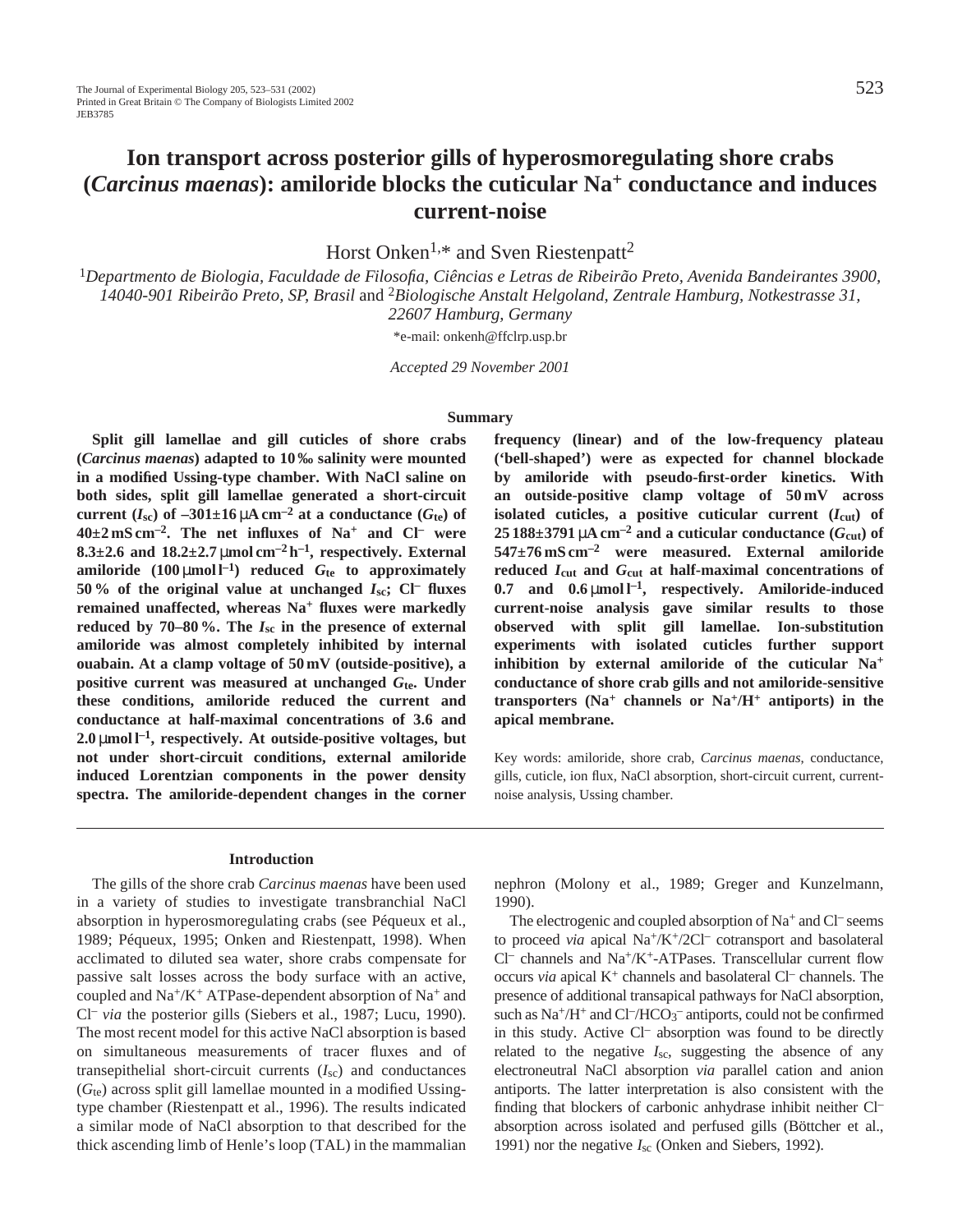# Ion transport across posterior gills of hyperosmoregulating shore crabs (*Carcinus maenas*): amiloride blocks the cuticular $Na^+$ conductance and induces current-noise

Horst Onken[1,*] and Sven Riestenpatt[2]

[1]*Departmento de Biologia, Faculdade de Filosofia, Ciências e Letras de Ribeirão Preto, Avenida Bandeirantes 3900, 14040-901 Ribeirão Preto, SP, Brasil* and [2]*Biologische Anstalt Helgoland, Zentrale Hamburg, Notkestrasse 31, 22607 Hamburg, Germany*

*e-mail: onkenh@ffclrp.usp.br

*Accepted 29 November 2001*

## Summary

**Split gill lamellae and gill cuticles of shore crabs (*Carcinus maenas*) adapted to 10 ‰ salinity were mounted in a modified Ussing-type chamber. With NaCl saline on both sides, split gill lamellae generated a short-circuit current ($I_{sc}$) of $-301\pm16\,\mu A\,cm^{-2}$ at a conductance ($G_{te}$) of $40\pm2\,mS\,cm^{-2}$. The net influxes of $Na^+$ and $Cl^-$ were $8.3\pm2.6$ and $18.2\pm2.7\,\mu mol\,cm^{-2}\,h^{-1}$, respectively. External amiloride ($100\,\mu mol\,l^{-1}$) reduced $G_{te}$ to approximately 50 % of the original value at unchanged $I_{sc}$; $Cl^-$ fluxes remained unaffected, whereas $Na^+$ fluxes were markedly reduced by 70–80 %. The $I_{sc}$ in the presence of external amiloride was almost completely inhibited by internal ouabain. At a clamp voltage of 50 mV (outside-positive), a positive current was measured at unchanged $G_{te}$. Under these conditions, amiloride reduced the current and conductance at half-maximal concentrations of 3.6 and $2.0\,\mu mol\,l^{-1}$, respectively. At outside-positive voltages, but not under short-circuit conditions, external amiloride induced Lorentzian components in the power density spectra. The amiloride-dependent changes in the corner frequency (linear) and of the low-frequency plateau ('bell-shaped') were as expected for channel blockade by amiloride with pseudo-first-order kinetics. With an outside-positive clamp voltage of 50 mV across isolated cuticles, a positive cuticular current ($I_{cut}$) of $25\,188\pm3791\,\mu A\,cm^{-2}$ and a cuticular conductance ($G_{cut}$) of $547\pm76\,mS\,cm^{-2}$ were measured. External amiloride reduced $I_{cut}$ and $G_{cut}$ at half-maximal concentrations of 0.7 and $0.6\,\mu mol\,l^{-1}$, respectively. Amiloride-induced current-noise analysis gave similar results to those observed with split gill lamellae. Ion-substitution experiments with isolated cuticles further support inhibition by external amiloride of the cuticular $Na^+$ conductance of shore crab gills and not amiloride-sensitive transporters ($Na^+$ channels or $Na^+/H^+$ antiports) in the apical membrane.**

Key words: amiloride, shore crab, *Carcinus maenas*, conductance, gills, cuticle, ion flux, NaCl absorption, short-circuit current, current-noise analysis, Ussing chamber.

## Introduction

The gills of the shore crab *Carcinus maenas* have been used in a variety of studies to investigate transbranchial NaCl absorption in hyperosmoregulating crabs (see Péqueux et al., 1989; Péqueux, 1995; Onken and Riestenpatt, 1998). When acclimated to diluted sea water, shore crabs compensate for passive salt losses across the body surface with an active, coupled and $Na^+/K^+$ ATPase-dependent absorption of $Na^+$ and $Cl^-$ *via* the posterior gills (Siebers et al., 1987; Lucu, 1990). The most recent model for this active NaCl absorption is based on simultaneous measurements of tracer fluxes and of transepithelial short-circuit currents ($I_{sc}$) and conductances ($G_{te}$) across split gill lamellae mounted in a modified Ussing-type chamber (Riestenpatt et al., 1996). The results indicated a similar mode of NaCl absorption to that described for the thick ascending limb of Henle's loop (TAL) in the mammalian nephron (Molony et al., 1989; Greger and Kunzelmann, 1990).

The electrogenic and coupled absorption of $Na^+$ and $Cl^-$ seems to proceed *via* apical $Na^+/K^+/2Cl^-$ cotransport and basolateral $Cl^-$ channels and $Na^+/K^+$-ATPases. Transcellular current flow occurs *via* apical $K^+$ channels and basolateral $Cl^-$ channels. The presence of additional transapical pathways for NaCl absorption, such as $Na^+/H^+$ and $Cl^-/HCO_3^-$ antiports, could not be confirmed in this study. Active $Cl^-$ absorption was found to be directly related to the negative $I_{sc}$, suggesting the absence of any electroneutral NaCl absorption *via* parallel cation and anion antiports. The latter interpretation is also consistent with the finding that blockers of carbonic anhydrase inhibit neither $Cl^-$ absorption across isolated and perfused gills (Böttcher et al., 1991) nor the negative $I_{sc}$ (Onken and Siebers, 1992).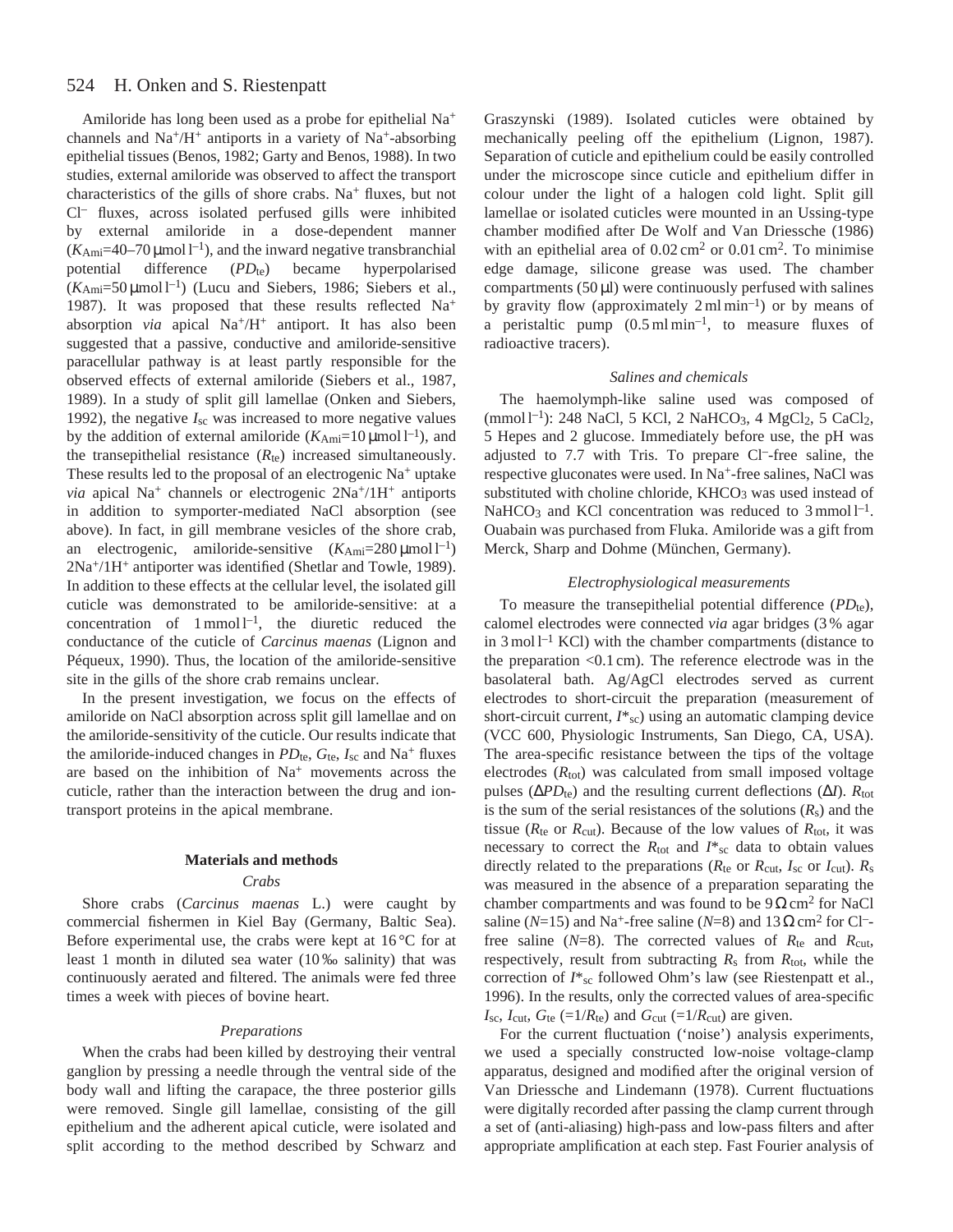Amiloride has long been used as a probe for epithelial $Na^+$ channels and $Na^+/H^+$ antiports in a variety of $Na^+$-absorbing epithelial tissues (Benos, 1982; Garty and Benos, 1988). In two studies, external amiloride was observed to affect the transport characteristics of the gills of shore crabs. $Na^+$ fluxes, but not $Cl^-$ fluxes, across isolated perfused gills were inhibited by external amiloride in a dose-dependent manner ($K_{Ami}$=40–70 μmol $l^{-1}$), and the inward negative transbranchial potential difference ($PD_{te}$) became hyperpolarised ($K_{Ami}$=50 μmol $l^{-1}$) (Lucu and Siebers, 1986; Siebers et al., 1987). It was proposed that these results reflected $Na^+$ absorption *via* apical $Na^+/H^+$ antiport. It has also been suggested that a passive, conductive and amiloride-sensitive paracellular pathway is at least partly responsible for the observed effects of external amiloride (Siebers et al., 1987, 1989). In a study of split gill lamellae (Onken and Siebers, 1992), the negative $I_{sc}$ was increased to more negative values by the addition of external amiloride ($K_{Ami}$=10 μmol $l^{-1}$), and the transepithelial resistance ($R_{te}$) increased simultaneously. These results led to the proposal of an electrogenic $Na^+$ uptake *via* apical $Na^+$ channels or electrogenic $2Na^+/1H^+$ antiports in addition to symporter-mediated NaCl absorption (see above). In fact, in gill membrane vesicles of the shore crab, an electrogenic, amiloride-sensitive ($K_{Ami}$=280 μmol $l^{-1}$) $2Na^+/1H^+$ antiporter was identified (Shetlar and Towle, 1989). In addition to these effects at the cellular level, the isolated gill cuticle was demonstrated to be amiloride-sensitive: at a concentration of 1 mmol $l^{-1}$, the diuretic reduced the conductance of the cuticle of *Carcinus maenas* (Lignon and Péqueux, 1990). Thus, the location of the amiloride-sensitive site in the gills of the shore crab remains unclear.

In the present investigation, we focus on the effects of amiloride on NaCl absorption across split gill lamellae and on the amiloride-sensitivity of the cuticle. Our results indicate that the amiloride-induced changes in $PD_{te}$, $G_{te}$, $I_{sc}$ and $Na^+$ fluxes are based on the inhibition of $Na^+$ movements across the cuticle, rather than the interaction between the drug and ion-transport proteins in the apical membrane.

## Materials and methods

### Crabs

Shore crabs (*Carcinus maenas* L.) were caught by commercial fishermen in Kiel Bay (Germany, Baltic Sea). Before experimental use, the crabs were kept at 16 °C for at least 1 month in diluted sea water (10 ‰ salinity) that was continuously aerated and filtered. The animals were fed three times a week with pieces of bovine heart.

### Preparations

When the crabs had been killed by destroying their ventral ganglion by pressing a needle through the ventral side of the body wall and lifting the carapace, the three posterior gills were removed. Single gill lamellae, consisting of the gill epithelium and the adherent apical cuticle, were isolated and split according to the method described by Schwarz and Graszynski (1989). Isolated cuticles were obtained by mechanically peeling off the epithelium (Lignon, 1987). Separation of cuticle and epithelium could be easily controlled under the microscope since cuticle and epithelium differ in colour under the light of a halogen cold light. Split gill lamellae or isolated cuticles were mounted in an Ussing-type chamber modified after De Wolf and Van Driessche (1986) with an epithelial area of 0.02 $cm^2$ or 0.01 $cm^2$. To minimise edge damage, silicone grease was used. The chamber compartments (50 μl) were continuously perfused with salines by gravity flow (approximately 2 ml $min^{-1}$) or by means of a peristaltic pump (0.5 ml $min^{-1}$, to measure fluxes of radioactive tracers).

### Salines and chemicals

The haemolymph-like saline used was composed of (mmol $l^{-1}$): 248 NaCl, 5 KCl, 2 $NaHCO_3$, 4 $MgCl_2$, 5 $CaCl_2$, 5 Hepes and 2 glucose. Immediately before use, the pH was adjusted to 7.7 with Tris. To prepare $Cl^-$-free saline, the respective gluconates were used. In $Na^+$-free salines, NaCl was substituted with choline chloride, $KHCO_3$ was used instead of $NaHCO_3$ and KCl concentration was reduced to 3 mmol $l^{-1}$. Ouabain was purchased from Fluka. Amiloride was a gift from Merck, Sharp and Dohme (München, Germany).

### Electrophysiological measurements

To measure the transepithelial potential difference ($PD_{te}$), calomel electrodes were connected *via* agar bridges (3 % agar in 3 mol $l^{-1}$ KCl) with the chamber compartments (distance to the preparation <0.1 cm). The reference electrode was in the basolateral bath. Ag/AgCl electrodes served as current electrodes to short-circuit the preparation (measurement of short-circuit current, $I^*_{sc}$) using an automatic clamping device (VCC 600, Physiologic Instruments, San Diego, CA, USA). The area-specific resistance between the tips of the voltage electrodes ($R_{tot}$) was calculated from small imposed voltage pulses ($\Delta PD_{te}$) and the resulting current deflections ($\Delta I$). $R_{tot}$ is the sum of the serial resistances of the solutions ($R_s$) and the tissue ($R_{te}$ or $R_{cut}$). Because of the low values of $R_{tot}$, it was necessary to correct the $R_{tot}$ and $I^*_{sc}$ data to obtain values directly related to the preparations ($R_{te}$ or $R_{cut}$, $I_{sc}$ or $I_{cut}$). $R_s$ was measured in the absence of a preparation separating the chamber compartments and was found to be 9 Ω $cm^2$ for NaCl saline ($N$=15) and $Na^+$-free saline ($N$=8) and 13 Ω $cm^2$ for $Cl^-$-free saline ($N$=8). The corrected values of $R_{te}$ and $R_{cut}$, respectively, result from subtracting $R_s$ from $R_{tot}$, while the correction of $I^*_{sc}$ followed Ohm's law (see Riestenpatt et al., 1996). In the results, only the corrected values of area-specific $I_{sc}$, $I_{cut}$, $G_{te}$ (=$1/R_{te}$) and $G_{cut}$ (=$1/R_{cut}$) are given.

For the current fluctuation ('noise') analysis experiments, we used a specially constructed low-noise voltage-clamp apparatus, designed and modified after the original version of Van Driessche and Lindemann (1978). Current fluctuations were digitally recorded after passing the clamp current through a set of (anti-aliasing) high-pass and low-pass filters and after appropriate amplification at each step. Fast Fourier analysis of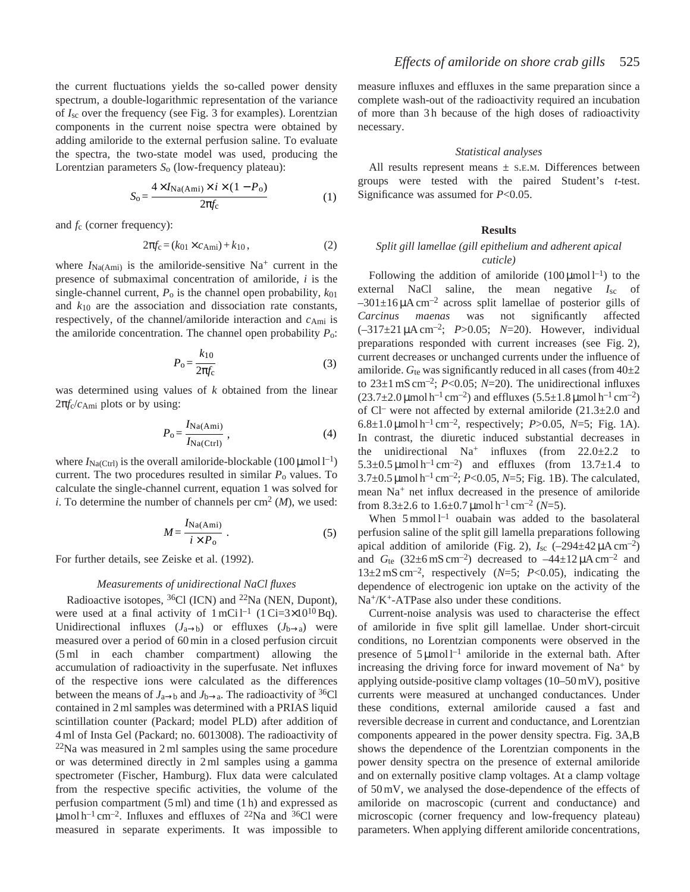the current fluctuations yields the so-called power density spectrum, a double-logarithmic representation of the variance of $I_{sc}$ over the frequency (see Fig. 3 for examples). Lorentzian components in the current noise spectra were obtained by adding amiloride to the external perfusion saline. To evaluate the spectra, the two-state model was used, producing the Lorentzian parameters $S_o$ (low-frequency plateau):

$$S_o = \frac{4 \times I_{Na(Ami)} \times i \times (1 - P_o)}{2\pi f_c} \qquad (1)$$

and $f_c$ (corner frequency):

$$2\pi f_c = (k_{01} \times c_{Ami}) + k_{10}\,, \qquad (2)$$

where $I_{Na(Ami)}$ is the amiloride-sensitive $Na^+$ current in the presence of submaximal concentration of amiloride, $i$ is the single-channel current, $P_o$ is the channel open probability, $k_{01}$ and $k_{10}$ are the association and dissociation rate constants, respectively, of the channel/amiloride interaction and $c_{Ami}$ is the amiloride concentration. The channel open probability $P_o$:

$$P_o = \frac{k_{10}}{2\pi f_c} \qquad (3)$$

was determined using values of $k$ obtained from the linear $2\pi f_c/c_{Ami}$ plots or by using:

$$P_o = \frac{I_{Na(Ami)}}{I_{Na(Ctrl)}}\,, \qquad (4)$$

where $I_{Na(Ctrl)}$ is the overall amiloride-blockable (100 μmol l$^{-1}$) current. The two procedures resulted in similar $P_o$ values. To calculate the single-channel current, equation 1 was solved for $i$. To determine the number of channels per cm$^2$ ($M$), we used:

$$M = \frac{I_{Na(Ami)}}{i \times P_o}\,. \qquad (5)$$

For further details, see Zeiske et al. (1992).

### *Measurements of unidirectional NaCl fluxes*

Radioactive isotopes, $^{36}Cl$ (ICN) and $^{22}Na$ (NEN, Dupont), were used at a final activity of 1 mCi l$^{-1}$ (1 Ci=3×10$^{10}$ Bq). Unidirectional influxes ($J_{a\rightarrow b}$) or effluxes ($J_{b\rightarrow a}$) were measured over a period of 60 min in a closed perfusion circuit (5 ml in each chamber compartment) allowing the accumulation of radioactivity in the superfusate. Net influxes of the respective ions were calculated as the differences between the means of $J_{a\rightarrow b}$ and $J_{b\rightarrow a}$. The radioactivity of $^{36}Cl$ contained in 2 ml samples was determined with a PRIAS liquid scintillation counter (Packard; model PLD) after addition of 4 ml of Insta Gel (Packard; no. 6013008). The radioactivity of $^{22}Na$ was measured in 2 ml samples using the same procedure or was determined directly in 2 ml samples using a gamma spectrometer (Fischer, Hamburg). Flux data were calculated from the respective specific activities, the volume of the perfusion compartment (5 ml) and time (1 h) and expressed as μmol h$^{-1}$ cm$^{-2}$. Influxes and effluxes of $^{22}Na$ and $^{36}Cl$ were measured in separate experiments. It was impossible to measure influxes and effluxes in the same preparation since a complete wash-out of the radioactivity required an incubation of more than 3 h because of the high doses of radioactivity necessary.

### *Statistical analyses*

All results represent means ± S.E.M. Differences between groups were tested with the paired Student's $t$-test. Significance was assumed for $P$<0.05.

## Results

### *Split gill lamellae (gill epithelium and adherent apical cuticle)*

Following the addition of amiloride (100 μmol l$^{-1}$) to the external NaCl saline, the mean negative $I_{sc}$ of −301±16 μA cm$^{-2}$ across split lamellae of posterior gills of *Carcinus maenas* was not significantly affected (−317±21 μA cm$^{-2}$; $P$>0.05; $N$=20). However, individual preparations responded with current increases (see Fig. 2), current decreases or unchanged currents under the influence of amiloride. $G_{te}$ was significantly reduced in all cases (from 40±2 to 23±1 mS cm$^{-2}$; $P$<0.05; $N$=20). The unidirectional influxes (23.7±2.0 μmol h$^{-1}$ cm$^{-2}$) and effluxes (5.5±1.8 μmol h$^{-1}$ cm$^{-2}$) of $Cl^-$ were not affected by external amiloride (21.3±2.0 and 6.8±1.0 μmol h$^{-1}$ cm$^{-2}$, respectively; $P$>0.05, $N$=5; Fig. 1A). In contrast, the diuretic induced substantial decreases in the unidirectional $Na^+$ influxes (from 22.0±2.2 to 5.3±0.5 μmol h$^{-1}$ cm$^{-2}$) and effluxes (from 13.7±1.4 to 3.7±0.5 μmol h$^{-1}$ cm$^{-2}$; $P$<0.05, $N$=5; Fig. 1B). The calculated, mean $Na^+$ net influx decreased in the presence of amiloride from 8.3±2.6 to 1.6±0.7 μmol h$^{-1}$ cm$^{-2}$ ($N$=5).

When 5 mmol l$^{-1}$ ouabain was added to the basolateral perfusion saline of the split gill lamella preparations following apical addition of amiloride (Fig. 2), $I_{sc}$ (−294±42 μA cm$^{-2}$) and $G_{te}$ (32±6 mS cm$^{-2}$) decreased to −44±12 μA cm$^{-2}$ and 13±2 mS cm$^{-2}$, respectively ($N$=5; $P$<0.05), indicating the dependence of electrogenic ion uptake on the activity of the $Na^+/K^+$-ATPase also under these conditions.

Current-noise analysis was used to characterise the effect of amiloride in five split gill lamellae. Under short-circuit conditions, no Lorentzian components were observed in the presence of 5 μmol l$^{-1}$ amiloride in the external bath. After increasing the driving force for inward movement of $Na^+$ by applying outside-positive clamp voltages (10–50 mV), positive currents were measured at unchanged conductances. Under these conditions, external amiloride caused a fast and reversible decrease in current and conductance, and Lorentzian components appeared in the power density spectra. Fig. 3A,B shows the dependence of the Lorentzian components in the power density spectra on the presence of external amiloride and on externally positive clamp voltages. At a clamp voltage of 50 mV, we analysed the dose-dependence of the effects of amiloride on macroscopic (current and conductance) and microscopic (corner frequency and low-frequency plateau) parameters. When applying different amiloride concentrations,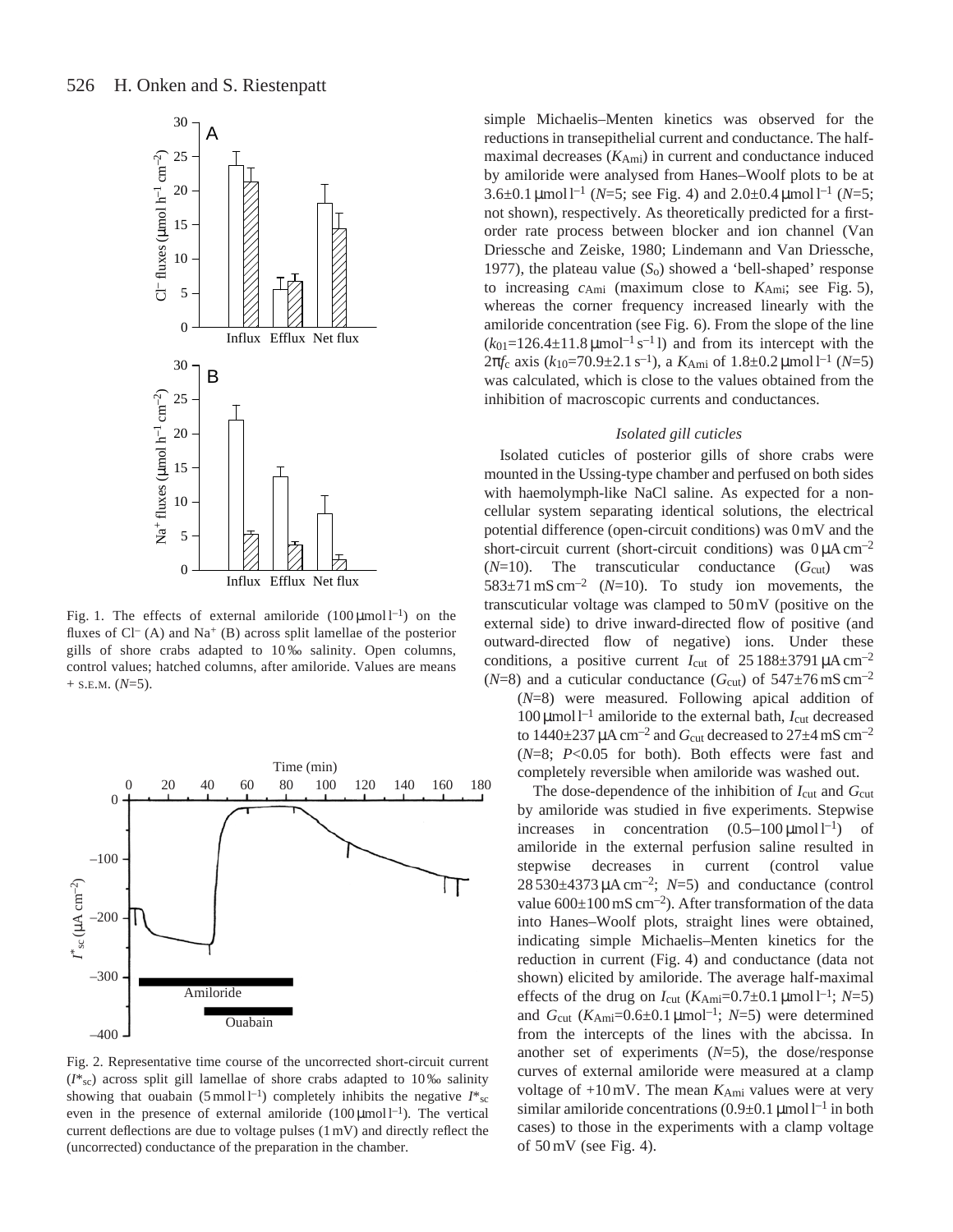Fig. 1. The effects of external amiloride (100 μmol l$^{-1}$) on the fluxes of $Cl^-$ (A) and $Na^+$ (B) across split lamellae of the posterior gills of shore crabs adapted to 10 ‰ salinity. Open columns, control values; hatched columns, after amiloride. Values are means + S.E.M. ($N$=5).

Fig. 2. Representative time course of the uncorrected short-circuit current ($I^*_{sc}$) across split gill lamellae of shore crabs adapted to 10 ‰ salinity showing that ouabain (5 mmol l$^{-1}$) completely inhibits the negative $I^*_{sc}$ even in the presence of external amiloride (100 μmol l$^{-1}$). The vertical current deflections are due to voltage pulses (1 mV) and directly reflect the (uncorrected) conductance of the preparation in the chamber.

simple Michaelis–Menten kinetics was observed for the reductions in transepithelial current and conductance. The half-maximal decreases ($K_{Ami}$) in current and conductance induced by amiloride were analysed from Hanes–Woolf plots to be at 3.6±0.1 μmol l$^{-1}$ ($N$=5; see Fig. 4) and 2.0±0.4 μmol l$^{-1}$ ($N$=5; not shown), respectively. As theoretically predicted for a first-order rate process between blocker and ion channel (Van Driessche and Zeiske, 1980; Lindemann and Van Driessche, 1977), the plateau value ($S_o$) showed a 'bell-shaped' response to increasing $c_{Ami}$ (maximum close to $K_{Ami}$; see Fig. 5), whereas the corner frequency increased linearly with the amiloride concentration (see Fig. 6). From the slope of the line ($k_{01}$=126.4±11.8 μmol$^{-1}$ s$^{-1}$ l) and from its intercept with the $2\pi f_c$ axis ($k_{10}$=70.9±2.1 s$^{-1}$), a $K_{Ami}$ of 1.8±0.2 μmol l$^{-1}$ ($N$=5) was calculated, which is close to the values obtained from the inhibition of macroscopic currents and conductances.

### *Isolated gill cuticles*

Isolated cuticles of posterior gills of shore crabs were mounted in the Ussing-type chamber and perfused on both sides with haemolymph-like NaCl saline. As expected for a non-cellular system separating identical solutions, the electrical potential difference (open-circuit conditions) was 0 mV and the short-circuit current (short-circuit conditions) was 0 μA cm$^{-2}$ ($N$=10). The transcuticular conductance ($G_{cut}$) was 583±71 mS cm$^{-2}$ ($N$=10). To study ion movements, the transcuticular voltage was clamped to 50 mV (positive on the external side) to drive inward-directed flow of positive (and outward-directed flow of negative) ions. Under these conditions, a positive current $I_{cut}$ of 25 188±3791 μA cm$^{-2}$ ($N$=8) and a cuticular conductance ($G_{cut}$) of 547±76 mS cm$^{-2}$ ($N$=8) were measured. Following apical addition of 100 μmol l$^{-1}$ amiloride to the external bath, $I_{cut}$ decreased to 1440±237 μA cm$^{-2}$ and $G_{cut}$ decreased to 27±4 mS cm$^{-2}$ ($N$=8; $P$<0.05 for both). Both effects were fast and completely reversible when amiloride was washed out.

The dose-dependence of the inhibition of $I_{cut}$ and $G_{cut}$ by amiloride was studied in five experiments. Stepwise increases in concentration (0.5–100 μmol l$^{-1}$) of amiloride in the external perfusion saline resulted in stepwise decreases in current (control value 28 530±4373 μA cm$^{-2}$; $N$=5) and conductance (control value 600±100 mS cm$^{-2}$). After transformation of the data into Hanes–Woolf plots, straight lines were obtained, indicating simple Michaelis–Menten kinetics for the reduction in current (Fig. 4) and conductance (data not shown) elicited by amiloride. The average half-maximal effects of the drug on $I_{cut}$ ($K_{Ami}$=0.7±0.1 μmol l$^{-1}$; $N$=5) and $G_{cut}$ ($K_{Ami}$=0.6±0.1 μmol$^{-1}$; $N$=5) were determined from the intercepts of the lines with the abcissa. In another set of experiments ($N$=5), the dose/response curves of external amiloride were measured at a clamp voltage of +10 mV. The mean $K_{Ami}$ values were at very similar amiloride concentrations (0.9±0.1 μmol l$^{-1}$ in both cases) to those in the experiments with a clamp voltage of 50 mV (see Fig. 4).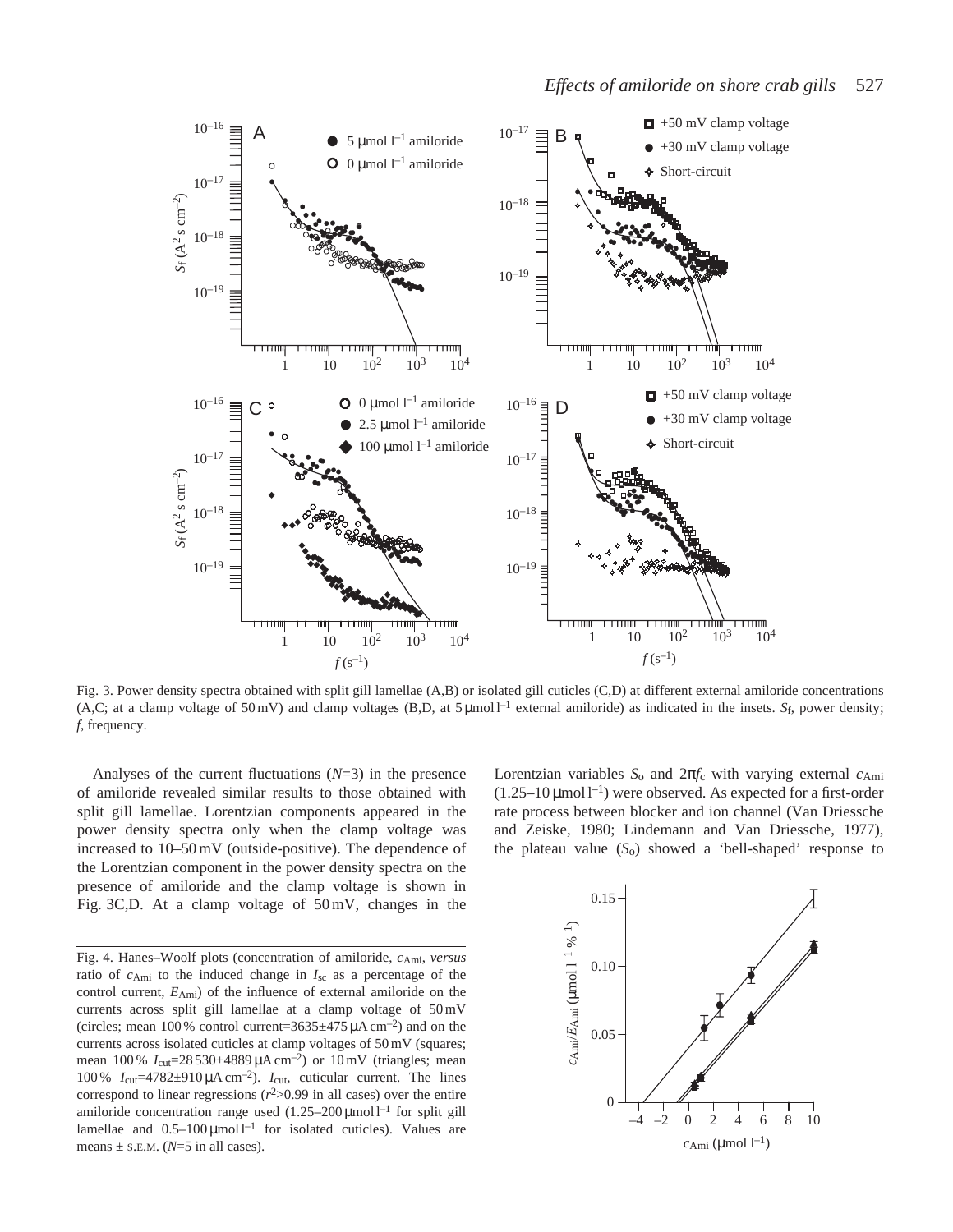Fig. 3. Power density spectra obtained with split gill lamellae (A,B) or isolated gill cuticles (C,D) at different external amiloride concentrations (A,C; at a clamp voltage of 50 mV) and clamp voltages (B,D, at 5 μmol $l^{-1}$ external amiloride) as indicated in the insets. $S_f$, power density; $f$, frequency.

Analyses of the current fluctuations ($N$=3) in the presence of amiloride revealed similar results to those obtained with split gill lamellae. Lorentzian components appeared in the power density spectra only when the clamp voltage was increased to 10–50 mV (outside-positive). The dependence of the Lorentzian component in the power density spectra on the presence of amiloride and the clamp voltage is shown in Fig. 3C,D. At a clamp voltage of 50 mV, changes in the Lorentzian variables $S_o$ and $2\pi f_c$ with varying external $c_{Ami}$ (1.25–10 μmol $l^{-1}$) were observed. As expected for a first-order rate process between blocker and ion channel (Van Driessche and Zeiske, 1980; Lindemann and Van Driessche, 1977), the plateau value ($S_o$) showed a 'bell-shaped' response to

Fig. 4. Hanes–Woolf plots (concentration of amiloride, $c_{Ami}$, *versus* ratio of $c_{Ami}$ to the induced change in $I_{sc}$ as a percentage of the control current, $E_{Ami}$) of the influence of external amiloride on the currents across split gill lamellae at a clamp voltage of 50 mV (circles; mean 100 % control current=3635±475 μA $cm^{-2}$) and on the currents across isolated cuticles at clamp voltages of 50 mV (squares; mean 100 % $I_{cut}$=28 530±4889 μA $cm^{-2}$) or 10 mV (triangles; mean 100 % $I_{cut}$=4782±910 μA $cm^{-2}$). $I_{cut}$, cuticular current. The lines correspond to linear regressions ($r^2$>0.99 in all cases) over the entire amiloride concentration range used (1.25–200 μmol $l^{-1}$ for split gill lamellae and 0.5–100 μmol $l^{-1}$ for isolated cuticles). Values are means ± S.E.M. ($N$=5 in all cases).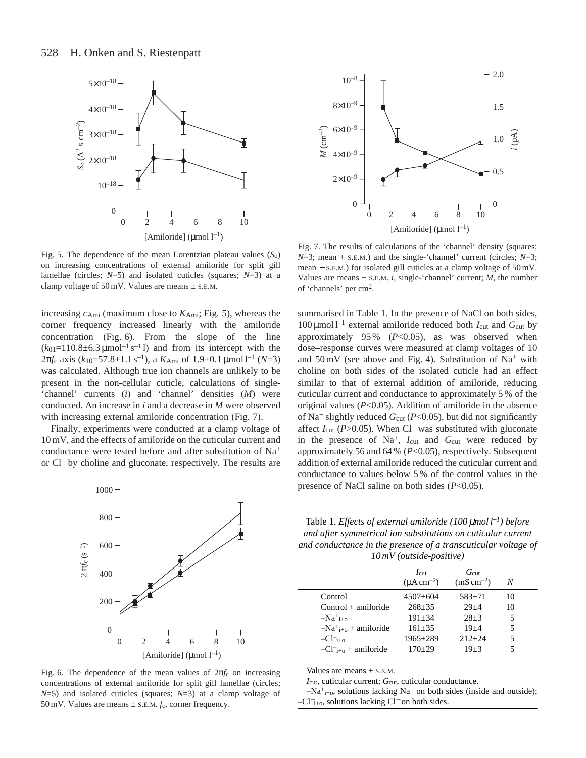Fig. 5. The dependence of the mean Lorentzian plateau values ($S_0$) on increasing concentrations of external amiloride for split gill lamellae (circles; $N$=5) and isolated cuticles (squares; $N$=3) at a clamp voltage of 50 mV. Values are means ± S.E.M.

increasing $c_{Ami}$ (maximum close to $K_{Ami}$; Fig. 5), whereas the corner frequency increased linearly with the amiloride concentration (Fig. 6). From the slope of the line ($k_{01}$=110.8±6.3 µmol$^{-1}$ s$^{-1}$ l) and from its intercept with the $2\pi f_c$ axis ($k_{10}$=57.8±1.1 s$^{-1}$), a $K_{Ami}$ of 1.9±0.1 µmol l$^{-1}$ ($N$=3) was calculated. Although true ion channels are unlikely to be present in the non-cellular cuticle, calculations of single-'channel' currents ($i$) and 'channel' densities ($M$) were conducted. An increase in $i$ and a decrease in $M$ were observed with increasing external amiloride concentration (Fig. 7).

Finally, experiments were conducted at a clamp voltage of 10 mV, and the effects of amiloride on the cuticular current and conductance were tested before and after substitution of $Na^+$ or $Cl^-$ by choline and gluconate, respectively. The results are summarised in Table 1. In the presence of NaCl on both sides, 100 µmol l$^{-1}$ external amiloride reduced both $I_{cut}$ and $G_{cut}$ by approximately 95 % ($P$<0.05), as was observed when dose–response curves were measured at clamp voltages of 10 and 50 mV (see above and Fig. 4). Substitution of $Na^+$ with choline on both sides of the isolated cuticle had an effect similar to that of external addition of amiloride, reducing cuticular current and conductance to approximately 5 % of the original values ($P$<0.05). Addition of amiloride in the absence of $Na^+$ slightly reduced $G_{cut}$ ($P$<0.05), but did not significantly affect $I_{cut}$ ($P$>0.05). When $Cl^-$ was substituted with gluconate in the presence of $Na^+$, $I_{cut}$ and $G_{cut}$ were reduced by approximately 56 and 64 % ($P$<0.05), respectively. Subsequent addition of external amiloride reduced the cuticular current and conductance to values below 5 % of the control values in the presence of NaCl saline on both sides ($P$<0.05).

Fig. 6. The dependence of the mean values of $2\pi f_c$ on increasing concentrations of external amiloride for split gill lamellae (circles; $N$=5) and isolated cuticles (squares; $N$=3) at a clamp voltage of 50 mV. Values are means ± S.E.M. $f_c$, corner frequency.

Fig. 7. The results of calculations of the 'channel' density (squares; $N$=3; mean + S.E.M.) and the single-'channel' current (circles; $N$=3; mean − S.E.M.) for isolated gill cuticles at a clamp voltage of 50 mV. Values are means ± S.E.M. $i$, single-'channel' current; $M$, the number of 'channels' per cm$^2$.

Table 1. *Effects of external amiloride (100 µmol l$^{-1}$) before and after symmetrical ion substitutions on cuticular current and conductance in the presence of a transcuticular voltage of 10 mV (outside-positive)*

| | $I_{cut}$ (µA cm$^{-2}$) | $G_{cut}$ (mS cm$^{-2}$) | $N$ |
|---|---|---|---|
| Control | 4507±604 | 583±71 | 10 |
| Control + amiloride | 268±35 | 29±4 | 10 |
| $-Na^+_{i+o}$ | 191±34 | 28±3 | 5 |
| $-Na^+_{i+o}$ + amiloride | 161±35 | 19±4 | 5 |
| $-Cl^-_{i+o}$ | 1965±289 | 212±24 | 5 |
| $-Cl^-_{i+o}$ + amiloride | 170±29 | 19±3 | 5 |

Values are means ± S.E.M.

$I_{cut}$, cuticular current; $G_{cut}$, cuticular conductance.

$-Na^+_{i+o}$, solutions lacking $Na^+$ on both sides (inside and outside); $-Cl^-_{i+o}$, solutions lacking $Cl^-$ on both sides.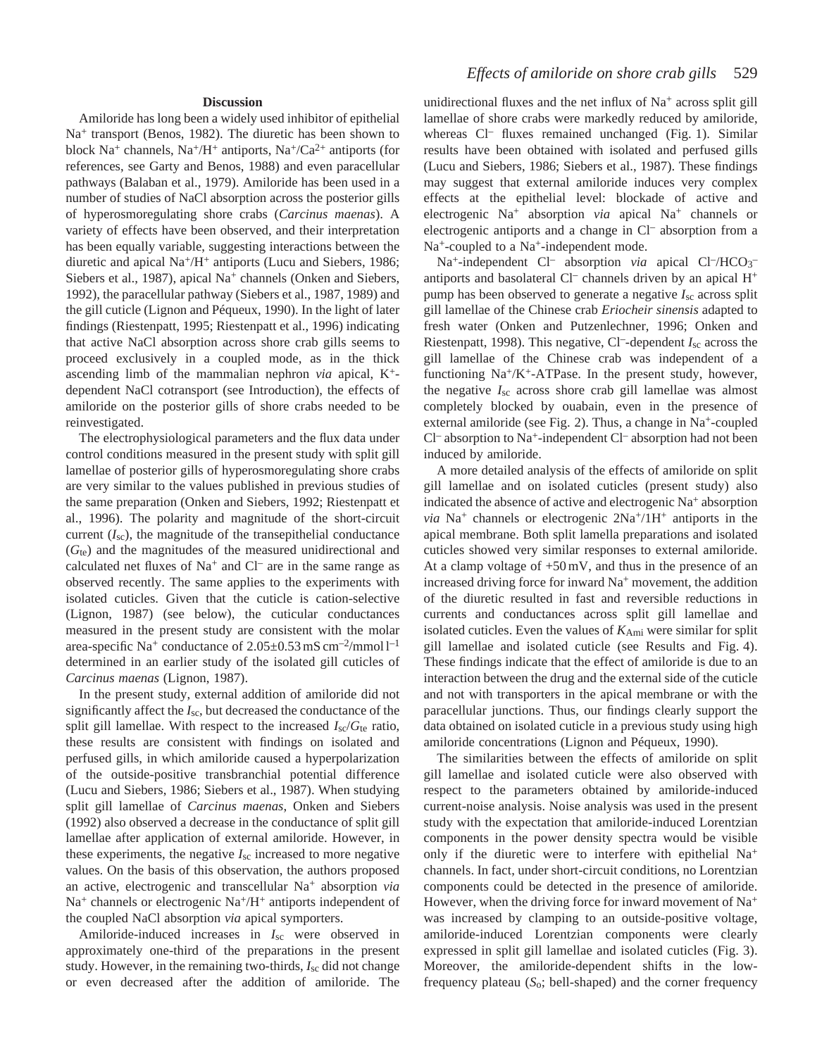## Discussion

Amiloride has long been a widely used inhibitor of epithelial $Na^+$ transport (Benos, 1982). The diuretic has been shown to block $Na^+$ channels, $Na^+/H^+$ antiports, $Na^+/Ca^{2+}$ antiports (for references, see Garty and Benos, 1988) and even paracellular pathways (Balaban et al., 1979). Amiloride has been used in a number of studies of NaCl absorption across the posterior gills of hyperosmoregulating shore crabs (*Carcinus maenas*). A variety of effects have been observed, and their interpretation has been equally variable, suggesting interactions between the diuretic and apical $Na^+/H^+$ antiports (Lucu and Siebers, 1986; Siebers et al., 1987), apical $Na^+$ channels (Onken and Siebers, 1992), the paracellular pathway (Siebers et al., 1987, 1989) and the gill cuticle (Lignon and Péqueux, 1990). In the light of later findings (Riestenpatt, 1995; Riestenpatt et al., 1996) indicating that active NaCl absorption across shore crab gills seems to proceed exclusively in a coupled mode, as in the thick ascending limb of the mammalian nephron *via* apical, $K^+$-dependent NaCl cotransport (see Introduction), the effects of amiloride on the posterior gills of shore crabs needed to be reinvestigated.

The electrophysiological parameters and the flux data under control conditions measured in the present study with split gill lamellae of posterior gills of hyperosmoregulating shore crabs are very similar to the values published in previous studies of the same preparation (Onken and Siebers, 1992; Riestenpatt et al., 1996). The polarity and magnitude of the short-circuit current ($I_{sc}$), the magnitude of the transepithelial conductance ($G_{te}$) and the magnitudes of the measured unidirectional and calculated net fluxes of $Na^+$ and $Cl^-$ are in the same range as observed recently. The same applies to the experiments with isolated cuticles. Given that the cuticle is cation-selective (Lignon, 1987) (see below), the cuticular conductances measured in the present study are consistent with the molar area-specific $Na^+$ conductance of $2.05 \pm 0.53\,mS\,cm^{-2}/mmol\,l^{-1}$ determined in an earlier study of the isolated gill cuticles of *Carcinus maenas* (Lignon, 1987).

In the present study, external addition of amiloride did not significantly affect the $I_{sc}$, but decreased the conductance of the split gill lamellae. With respect to the increased $I_{sc}/G_{te}$ ratio, these results are consistent with findings on isolated and perfused gills, in which amiloride caused a hyperpolarization of the outside-positive transbranchial potential difference (Lucu and Siebers, 1986; Siebers et al., 1987). When studying split gill lamellae of *Carcinus maenas*, Onken and Siebers (1992) also observed a decrease in the conductance of split gill lamellae after application of external amiloride. However, in these experiments, the negative $I_{sc}$ increased to more negative values. On the basis of this observation, the authors proposed an active, electrogenic and transcellular $Na^+$ absorption *via* $Na^+$ channels or electrogenic $Na^+/H^+$ antiports independent of the coupled NaCl absorption *via* apical symporters.

Amiloride-induced increases in $I_{sc}$ were observed in approximately one-third of the preparations in the present study. However, in the remaining two-thirds, $I_{sc}$ did not change or even decreased after the addition of amiloride. The unidirectional fluxes and the net influx of $Na^+$ across split gill lamellae of shore crabs were markedly reduced by amiloride, whereas $Cl^-$ fluxes remained unchanged (Fig. 1). Similar results have been obtained with isolated and perfused gills (Lucu and Siebers, 1986; Siebers et al., 1987). These findings may suggest that external amiloride induces very complex effects at the epithelial level: blockade of active and electrogenic $Na^+$ absorption *via* apical $Na^+$ channels or electrogenic antiports and a change in $Cl^-$ absorption from a $Na^+$-coupled to a $Na^+$-independent mode.

$Na^+$-independent $Cl^-$ absorption *via* apical $Cl^-/HCO_3^-$ antiports and basolateral $Cl^-$ channels driven by an apical $H^+$ pump has been observed to generate a negative $I_{sc}$ across split gill lamellae of the Chinese crab *Eriocheir sinensis* adapted to fresh water (Onken and Putzenlechner, 1996; Onken and Riestenpatt, 1998). This negative, $Cl^-$-dependent $I_{sc}$ across the gill lamellae of the Chinese crab was independent of a functioning $Na^+/K^+$-ATPase. In the present study, however, the negative $I_{sc}$ across shore crab gill lamellae was almost completely blocked by ouabain, even in the presence of external amiloride (see Fig. 2). Thus, a change in $Na^+$-coupled $Cl^-$ absorption to $Na^+$-independent $Cl^-$ absorption had not been induced by amiloride.

A more detailed analysis of the effects of amiloride on split gill lamellae and on isolated cuticles (present study) also indicated the absence of active and electrogenic $Na^+$ absorption *via* $Na^+$ channels or electrogenic $2Na^+/1H^+$ antiports in the apical membrane. Both split lamella preparations and isolated cuticles showed very similar responses to external amiloride. At a clamp voltage of +50 mV, and thus in the presence of an increased driving force for inward $Na^+$ movement, the addition of the diuretic resulted in fast and reversible reductions in currents and conductances across split gill lamellae and isolated cuticles. Even the values of $K_{Ami}$ were similar for split gill lamellae and isolated cuticle (see Results and Fig. 4). These findings indicate that the effect of amiloride is due to an interaction between the drug and the external side of the cuticle and not with transporters in the apical membrane or with the paracellular junctions. Thus, our findings clearly support the data obtained on isolated cuticle in a previous study using high amiloride concentrations (Lignon and Péqueux, 1990).

The similarities between the effects of amiloride on split gill lamellae and isolated cuticle were also observed with respect to the parameters obtained by amiloride-induced current-noise analysis. Noise analysis was used in the present study with the expectation that amiloride-induced Lorentzian components in the power density spectra would be visible only if the diuretic were to interfere with epithelial $Na^+$ channels. In fact, under short-circuit conditions, no Lorentzian components could be detected in the presence of amiloride. However, when the driving force for inward movement of $Na^+$ was increased by clamping to an outside-positive voltage, amiloride-induced Lorentzian components were clearly expressed in split gill lamellae and isolated cuticles (Fig. 3). Moreover, the amiloride-dependent shifts in the low-frequency plateau ($S_o$; bell-shaped) and the corner frequency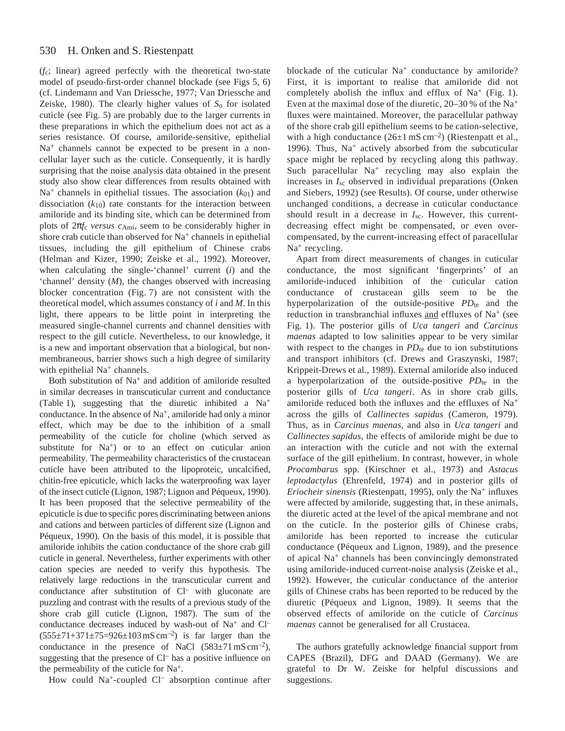($f_c$; linear) agreed perfectly with the theoretical two-state model of pseudo-first-order channel blockade (see Figs 5, 6) (cf. Lindemann and Van Driessche, 1977; Van Driessche and Zeiske, 1980). The clearly higher values of $S_0$ for isolated cuticle (see Fig. 5) are probably due to the larger currents in these preparations in which the epithelium does not act as a series resistance. Of course, amiloride-sensitive, epithelial $Na^+$ channels cannot be expected to be present in a non-cellular layer such as the cuticle. Consequently, it is hardly surprising that the noise analysis data obtained in the present study also show clear differences from results obtained with $Na^+$ channels in epithelial tissues. The association ($k_{01}$) and dissociation ($k_{10}$) rate constants for the interaction between amiloride and its binding site, which can be determined from plots of $2\pi f_c$ *versus* $c_{Ami}$, seem to be considerably higher in shore crab cuticle than observed for $Na^+$ channels in epithelial tissues, including the gill epithelium of Chinese crabs (Helman and Kizer, 1990; Zeiske et al., 1992). Moreover, when calculating the single-'channel' current ($i$) and the 'channel' density ($M$), the changes observed with increasing blocker concentration (Fig. 7) are not consistent with the theoretical model, which assumes constancy of $i$ and $M$. In this light, there appears to be little point in interpreting the measured single-channel currents and channel densities with respect to the gill cuticle. Nevertheless, to our knowledge, it is a new and important observation that a biological, but non-membraneous, barrier shows such a high degree of similarity with epithelial $Na^+$ channels.

Both substitution of $Na^+$ and addition of amiloride resulted in similar decreases in transcuticular current and conductance (Table 1), suggesting that the diuretic inhibited a $Na^+$ conductance. In the absence of $Na^+$, amiloride had only a minor effect, which may be due to the inhibition of a small permeability of the cuticle for choline (which served as substitute for $Na^+$) or to an effect on cuticular anion permeability. The permeability characteristics of the crustacean cuticle have been attributed to the lipoproteic, uncalcified, chitin-free epicuticle, which lacks the waterproofing wax layer of the insect cuticle (Lignon, 1987; Lignon and Péqueux, 1990). It has been proposed that the selective permeability of the epicuticle is due to specific pores discriminating between anions and cations and between particles of different size (Lignon and Péqueux, 1990). On the basis of this model, it is possible that amiloride inhibits the cation conductance of the shore crab gill cuticle in general. Nevertheless, further experiments with other cation species are needed to verify this hypothesis. The relatively large reductions in the transcuticular current and conductance after substitution of $Cl^-$ with gluconate are puzzling and contrast with the results of a previous study of the shore crab gill cuticle (Lignon, 1987). The sum of the conductance decreases induced by wash-out of $Na^+$ and $Cl^-$ ($555\pm71+371\pm75=926\pm103\,mS\,cm^{-2}$) is far larger than the conductance in the presence of NaCl ($583\pm71\,mS\,cm^{-2}$), suggesting that the presence of $Cl^-$ has a positive influence on the permeability of the cuticle for $Na^+$.

How could $Na^+$-coupled $Cl^-$ absorption continue after blockade of the cuticular $Na^+$ conductance by amiloride? First, it is important to realise that amiloride did not completely abolish the influx and efflux of $Na^+$ (Fig. 1). Even at the maximal dose of the diuretic, 20–30 % of the $Na^+$ fluxes were maintained. Moreover, the paracellular pathway of the shore crab gill epithelium seems to be cation-selective, with a high conductance ($26\pm1\,mS\,cm^{-2}$) (Riestenpatt et al., 1996). Thus, $Na^+$ actively absorbed from the subcuticular space might be replaced by recycling along this pathway. Such paracellular $Na^+$ recycling may also explain the increases in $I_{sc}$ observed in individual preparations (Onken and Siebers, 1992) (see Results). Of course, under otherwise unchanged conditions, a decrease in cuticular conductance should result in a decrease in $I_{sc}$. However, this current-decreasing effect might be compensated, or even over-compensated, by the current-increasing effect of paracellular $Na^+$ recycling.

Apart from direct measurements of changes in cuticular conductance, the most significant 'fingerprints' of an amiloride-induced inhibition of the cuticular cation conductance of crustacean gills seem to be the hyperpolarization of the outside-positive $PD_{te}$ and the reduction in transbranchial influxes and effluxes of $Na^+$ (see Fig. 1). The posterior gills of *Uca tangeri* and *Carcinus maenas* adapted to low salinities appear to be very similar with respect to the changes in $PD_{te}$ due to ion substitutions and transport inhibitors (cf. Drews and Graszynski, 1987; Krippeit-Drews et al., 1989). External amiloride also induced a hyperpolarization of the outside-positive $PD_{te}$ in the posterior gills of *Uca tangeri*. As in shore crab gills, amiloride reduced both the influxes and the effluxes of $Na^+$ across the gills of *Callinectes sapidus* (Cameron, 1979). Thus, as in *Carcinus maenas*, and also in *Uca tangeri* and *Callinectes sapidus*, the effects of amiloride might be due to an interaction with the cuticle and not with the external surface of the gill epithelium. In contrast, however, in whole *Procambarus* spp. (Kirschner et al., 1973) and *Astacus leptodactylus* (Ehrenfeld, 1974) and in posterior gills of *Eriocheir sinensis* (Riestenpatt, 1995), only the $Na^+$ influxes were affected by amiloride, suggesting that, in these animals, the diuretic acted at the level of the apical membrane and not on the cuticle. In the posterior gills of Chinese crabs, amiloride has been reported to increase the cuticular conductance (Péqueux and Lignon, 1989), and the presence of apical $Na^+$ channels has been convincingly demonstrated using amiloride-induced current-noise analysis (Zeiske et al., 1992). However, the cuticular conductance of the anterior gills of Chinese crabs has been reported to be reduced by the diuretic (Péqueux and Lignon, 1989). It seems that the observed effects of amiloride on the cuticle of *Carcinus maenas* cannot be generalised for all Crustacea.

The authors gratefully acknowledge financial support from CAPES (Brazil), DFG and DAAD (Germany). We are grateful to Dr W. Zeiske for helpful discussions and suggestions.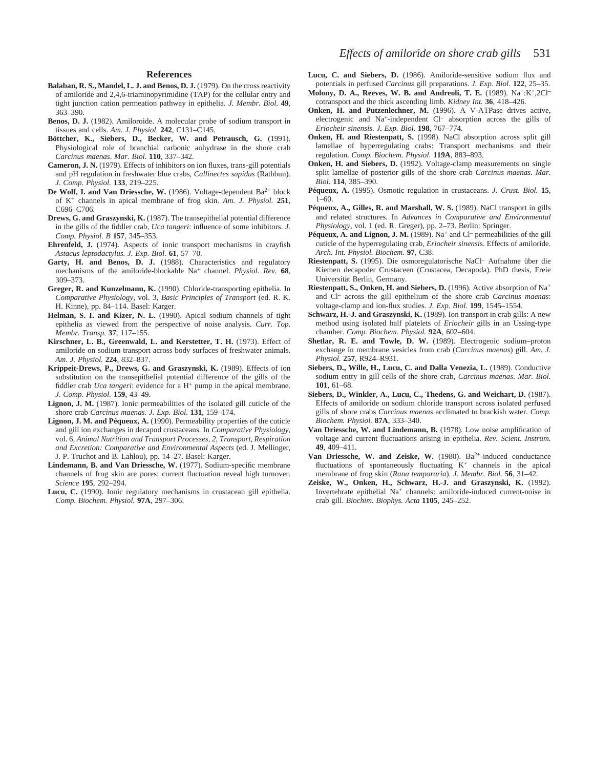## References

**Balaban, R. S., Mandel, L. J. and Benos, D. J.** (1979). On the cross reactivity of amiloride and 2,4,6-triaminopyrimidine (TAP) for the cellular entry and tight junction cation permeation pathway in epithelia. *J. Membr. Biol.* **49**, 363–390.

**Benos, D. J.** (1982). Amiloroide. A molecular probe of sodium transport in tissues and cells. *Am. J. Physiol.* **242**, C131–C145.

**Böttcher, K., Siebers, D., Becker, W. and Petrausch, G.** (1991). Physiological role of branchial carbonic anhydrase in the shore crab *Carcinus maenas*. *Mar. Biol.* **110**, 337–342.

**Cameron, J. N.** (1979). Effects of inhibitors on ion fluxes, trans-gill potentials and pH regulation in freshwater blue crabs, *Callinectes sapidus* (Rathbun). *J. Comp. Physiol.* **133**, 219–225.

**De Wolf, I. and Van Driessche, W.** (1986). Voltage-dependent $Ba^{2+}$ block of $K^+$ channels in apical membrane of frog skin. *Am. J. Physiol.* **251**, C696–C706.

**Drews, G. and Graszynski, K.** (1987). The transepithelial potential difference in the gills of the fiddler crab, *Uca tangeri*: influence of some inhibitors. *J. Comp. Physiol. B* **157**, 345–353.

**Ehrenfeld, J.** (1974). Aspects of ionic transport mechanisms in crayfish *Astacus leptodactylus*. *J. Exp. Biol.* **61**, 57–70.

**Garty, H. and Benos, D. J.** (1988). Characteristics and regulatory mechanisms of the amiloride-blockable $Na^+$ channel. *Physiol. Rev.* **68**, 309–373.

**Greger, R. and Kunzelmann, K.** (1990). Chloride-transporting epithelia. In *Comparative Physiology*, vol. 3, *Basic Principles of Transport* (ed. R. K. H. Kinne), pp. 84–114. Basel: Karger.

**Helman, S. I. and Kizer, N. L.** (1990). Apical sodium channels of tight epithelia as viewed from the perspective of noise analysis. *Curr. Top. Membr. Transp.* **37**, 117–155.

**Kirschner, L. B., Greenwald, L. and Kerstetter, T. H.** (1973). Effect of amiloride on sodium transport across body surfaces of freshwater animals. *Am. J. Physiol.* **224**, 832–837.

**Krippeit-Drews, P., Drews, G. and Graszynski, K.** (1989). Effects of ion substitution on the transepithelial potential difference of the gills of the fiddler crab *Uca tangeri*: evidence for a $H^+$ pump in the apical membrane. *J. Comp. Physiol.* **159**, 43–49.

**Lignon, J. M.** (1987). Ionic permeabilities of the isolated gill cuticle of the shore crab *Carcinus maenas*. *J. Exp. Biol.* **131**, 159–174.

**Lignon, J. M. and Péqueux, A.** (1990). Permeability properties of the cuticle and gill ion exchanges in decapod crustaceans. In *Comparative Physiology*, vol. 6, *Animal Nutrition and Transport Processes, 2, Transport, Respiration and Excretion: Comparative and Environmental Aspects* (ed. J. Mellinger, J. P. Truchot and B. Lahlou), pp. 14–27. Basel: Karger.

**Lindemann, B. and Van Driessche, W.** (1977). Sodium-specific membrane channels of frog skin are pores: current fluctuation reveal high turnover. *Science* **195**, 292–294.

**Lucu, C.** (1990). Ionic regulatory mechanisms in crustacean gill epithelia. *Comp. Biochem. Physiol.* **97A**, 297–306.

**Lucu, C. and Siebers, D.** (1986). Amiloride-sensitive sodium flux and potentials in perfused *Carcinus* gill preparations. *J. Exp. Biol.* **122**, 25–35.

**Molony, D. A., Reeves, W. B. and Andreoli, T. E.** (1989). $Na^+$:$K^+$,$2Cl^-$ cotransport and the thick ascending limb. *Kidney Int.* **36**, 418–426.

**Onken, H. and Putzenlechner, M.** (1996). A V-ATPase drives active, electrogenic and $Na^+$-independent $Cl^-$ absorption across the gills of *Eriocheir sinensis*. *J. Exp. Biol.* **198**, 767–774.

**Onken, H. and Riestenpatt, S.** (1998). NaCl absorption across split gill lamellae of hyperregulating crabs: Transport mechanisms and their regulation. *Comp. Biochem. Physiol.* **119A**, 883–893.

**Onken, H. and Siebers, D.** (1992). Voltage-clamp measurements on single split lamellae of posterior gills of the shore crab *Carcinus maenas*. *Mar. Biol.* **114**, 385–390.

**Péqueux, A.** (1995). Osmotic regulation in crustaceans. *J. Crust. Biol.* **15**, 1–60.

**Péqueux, A., Gilles, R. and Marshall, W. S.** (1989). NaCl transport in gills and related structures. In *Advances in Comparative and Environmental Physiology*, vol. 1 (ed. R. Greger), pp. 2–73. Berlin: Springer.

**Péqueux, A. and Lignon, J. M.** (1989). $Na^+$ and $Cl^-$ permeabilities of the gill cuticle of the hyperregulating crab, *Eriocheir sinensis*. Effects of amiloride. *Arch. Int. Physiol. Biochem.* **97**, C38.

**Riestenpatt, S.** (1995). Die osmoregulatorische $NaCl^-$ Aufnahme über die Kiemen decapoder Crustaceen (Crustacea, Decapoda). PhD thesis, Freie Universität Berlin, Germany.

**Riestenpatt, S., Onken, H. and Siebers, D.** (1996). Active absorption of $Na^+$ and $Cl^-$ across the gill epithelium of the shore crab *Carcinus maenas*: voltage-clamp and ion-flux studies. *J. Exp. Biol.* **199**, 1545–1554.

**Schwarz, H.-J. and Graszynski, K.** (1989). Ion transport in crab gills: A new method using isolated half platelets of *Eriocheir* gills in an Ussing-type chamber. *Comp. Biochem. Physiol.* **92A**, 602–604.

**Shetlar, R. E. and Towle, D. W.** (1989). Electrogenic sodium–proton exchange in membrane vesicles from crab (*Carcinus maenas*) gill. *Am. J. Physiol.* **257**, R924–R931.

**Siebers, D., Wille, H., Lucu, C. and Dalla Venezia, L.** (1989). Conductive sodium entry in gill cells of the shore crab, *Carcinus maenas*. *Mar. Biol.* **101**, 61–68.

**Siebers, D., Winkler, A., Lucu, C., Thedens, G. and Weichart, D.** (1987). Effects of amiloride on sodium chloride transport across isolated perfused gills of shore crabs *Carcinus maenas* acclimated to brackish water. *Comp. Biochem. Physiol.* **87A**, 333–340.

**Van Driessche, W. and Lindemann, B.** (1978). Low noise amplification of voltage and current fluctuations arising in epithelia. *Rev. Scient. Instrum.* **49**, 409–411.

**Van Driessche, W. and Zeiske, W.** (1980). $Ba^{2+}$-induced conductance fluctuations of spontaneously fluctuating $K^+$ channels in the apical membrane of frog skin (*Rana temporaria*). *J. Membr. Biol.* **56**, 31–42.

**Zeiske, W., Onken, H., Schwarz, H.-J. and Graszynski, K.** (1992). Invertebrate epithelial $Na^+$ channels: amiloride-induced current-noise in crab gill. *Biochim. Biophys. Acta* **1105**, 245–252.